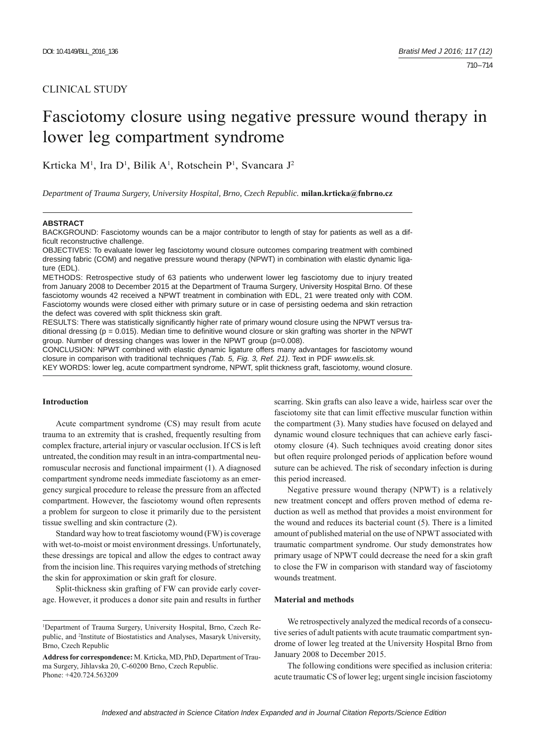CLINICAL STUDY

# Fasciotomy closure using negative pressure wound therapy in lower leg compartment syndrome

Krticka M[1], Ira D[1], Bilik A[1], Rotschein P[1], Svancara J[2]

*Department of Trauma Surgery, University Hospital, Brno, Czech Republic.* **milan.krticka@fnbrno.cz**

## ABSTRACT

BACKGROUND: Fasciotomy wounds can be a major contributor to length of stay for patients as well as a difficult reconstructive challenge.

OBJECTIVES: To evaluate lower leg fasciotomy wound closure outcomes comparing treatment with combined dressing fabric (COM) and negative pressure wound therapy (NPWT) in combination with elastic dynamic ligature (EDL).

METHODS: Retrospective study of 63 patients who underwent lower leg fasciotomy due to injury treated from January 2008 to December 2015 at the Department of Trauma Surgery, University Hospital Brno. Of these fasciotomy wounds 42 received a NPWT treatment in combination with EDL, 21 were treated only with COM. Fasciotomy wounds were closed either with primary suture or in case of persisting oedema and skin retraction the defect was covered with split thickness skin graft.

RESULTS: There was statistically significantly higher rate of primary wound closure using the NPWT versus traditional dressing ($p = 0.015$). Median time to definitive wound closure or skin grafting was shorter in the NPWT group. Number of dressing changes was lower in the NPWT group ($p=0.008$).

CONCLUSION: NPWT combined with elastic dynamic ligature offers many advantages for fasciotomy wound closure in comparison with traditional techniques *(Tab. 5, Fig. 3, Ref. 21)*. Text in PDF *www.elis.sk.*

KEY WORDS: lower leg, acute compartment syndrome, NPWT, split thickness graft, fasciotomy, wound closure.

### Introduction

Acute compartment syndrome (CS) may result from acute trauma to an extremity that is crashed, frequently resulting from complex fracture, arterial injury or vascular occlusion. If CS is left untreated, the condition may result in an intra-compartmental neuromuscular necrosis and functional impairment (1). A diagnosed compartment syndrome needs immediate fasciotomy as an emergency surgical procedure to release the pressure from an affected compartment. However, the fasciotomy wound often represents a problem for surgeon to close it primarily due to the persistent tissue swelling and skin contracture (2).

Standard way how to treat fasciotomy wound (FW) is coverage with wet-to-moist or moist environment dressings. Unfortunately, these dressings are topical and allow the edges to contract away from the incision line. This requires varying methods of stretching the skin for approximation or skin graft for closure.

Split-thickness skin grafting of FW can provide early coverage. However, it produces a donor site pain and results in further scarring. Skin grafts can also leave a wide, hairless scar over the fasciotomy site that can limit effective muscular function within the compartment (3). Many studies have focused on delayed and dynamic wound closure techniques that can achieve early fasciotomy closure (4). Such techniques avoid creating donor sites but often require prolonged periods of application before wound suture can be achieved. The risk of secondary infection is during this period increased.

Negative pressure wound therapy (NPWT) is a relatively new treatment concept and offers proven method of edema reduction as well as method that provides a moist environment for the wound and reduces its bacterial count (5). There is a limited amount of published material on the use of NPWT associated with traumatic compartment syndrome. Our study demonstrates how primary usage of NPWT could decrease the need for a skin graft to close the FW in comparison with standard way of fasciotomy wounds treatment.

### Material and methods

We retrospectively analyzed the medical records of a consecutive series of adult patients with acute traumatic compartment syndrome of lower leg treated at the University Hospital Brno from January 2008 to December 2015.

The following conditions were specified as inclusion criteria: acute traumatic CS of lower leg; urgent single incision fasciotomy

---

[1]Department of Trauma Surgery, University Hospital, Brno, Czech Republic, and [2]Institute of Biostatistics and Analyses, Masaryk University, Brno, Czech Republic

**Address for correspondence:** M. Krticka, MD, PhD, Department of Trauma Surgery, Jihlavska 20, C-60200 Brno, Czech Republic.
Phone: +420.724.563209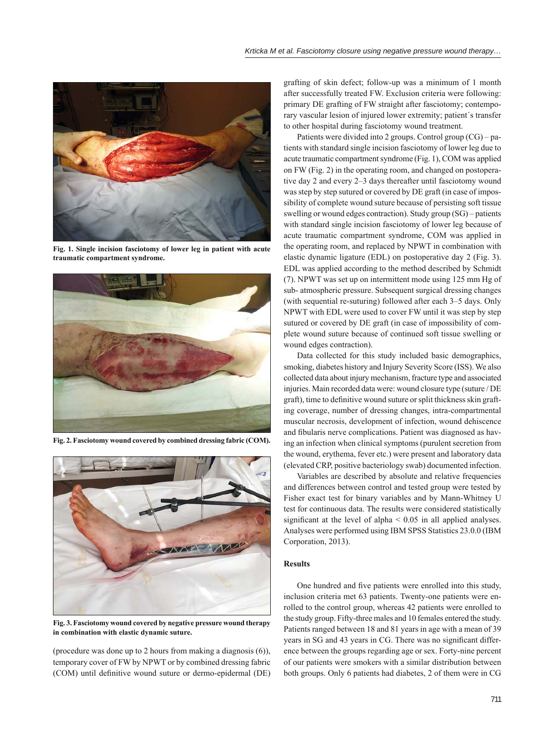Fig. 1. Single incision fasciotomy of lower leg in patient with acute traumatic compartment syndrome.

Fig. 2. Fasciotomy wound covered by combined dressing fabric (COM).

Fig. 3. Fasciotomy wound covered by negative pressure wound therapy in combination with elastic dynamic suture.

(procedure was done up to 2 hours from making a diagnosis (6)), temporary cover of FW by NPWT or by combined dressing fabric (COM) until definitive wound suture or dermo-epidermal (DE) grafting of skin defect; follow-up was a minimum of 1 month after successfully treated FW. Exclusion criteria were following: primary DE grafting of FW straight after fasciotomy; contemporary vascular lesion of injured lower extremity; patient´s transfer to other hospital during fasciotomy wound treatment.

Patients were divided into 2 groups. Control group (CG) – patients with standard single incision fasciotomy of lower leg due to acute traumatic compartment syndrome (Fig. 1), COM was applied on FW (Fig. 2) in the operating room, and changed on postoperative day 2 and every 2–3 days thereafter until fasciotomy wound was step by step sutured or covered by DE graft (in case of impossibility of complete wound suture because of persisting soft tissue swelling or wound edges contraction). Study group (SG) – patients with standard single incision fasciotomy of lower leg because of acute traumatic compartment syndrome, COM was applied in the operating room, and replaced by NPWT in combination with elastic dynamic ligature (EDL) on postoperative day 2 (Fig. 3). EDL was applied according to the method described by Schmidt (7). NPWT was set up on intermittent mode using 125 mm Hg of sub- atmospheric pressure. Subsequent surgical dressing changes (with sequential re-suturing) followed after each 3–5 days. Only NPWT with EDL were used to cover FW until it was step by step sutured or covered by DE graft (in case of impossibility of complete wound suture because of continued soft tissue swelling or wound edges contraction).

Data collected for this study included basic demographics, smoking, diabetes history and Injury Severity Score (ISS). We also collected data about injury mechanism, fracture type and associated injuries. Main recorded data were: wound closure type (suture / DE graft), time to definitive wound suture or split thickness skin grafting coverage, number of dressing changes, intra-compartmental muscular necrosis, development of infection, wound dehiscence and fibularis nerve complications. Patient was diagnosed as having an infection when clinical symptoms (purulent secretion from the wound, erythema, fever etc.) were present and laboratory data (elevated CRP, positive bacteriology swab) documented infection.

Variables are described by absolute and relative frequencies and differences between control and tested group were tested by Fisher exact test for binary variables and by Mann-Whitney U test for continuous data. The results were considered statistically significant at the level of alpha $< 0.05$ in all applied analyses. Analyses were performed using IBM SPSS Statistics 23.0.0 (IBM Corporation, 2013).

## Results

One hundred and five patients were enrolled into this study, inclusion criteria met 63 patients. Twenty-one patients were enrolled to the control group, whereas 42 patients were enrolled to the study group. Fifty-three males and 10 females entered the study. Patients ranged between 18 and 81 years in age with a mean of 39 years in SG and 43 years in CG. There was no significant difference between the groups regarding age or sex. Forty-nine percent of our patients were smokers with a similar distribution between both groups. Only 6 patients had diabetes, 2 of them were in CG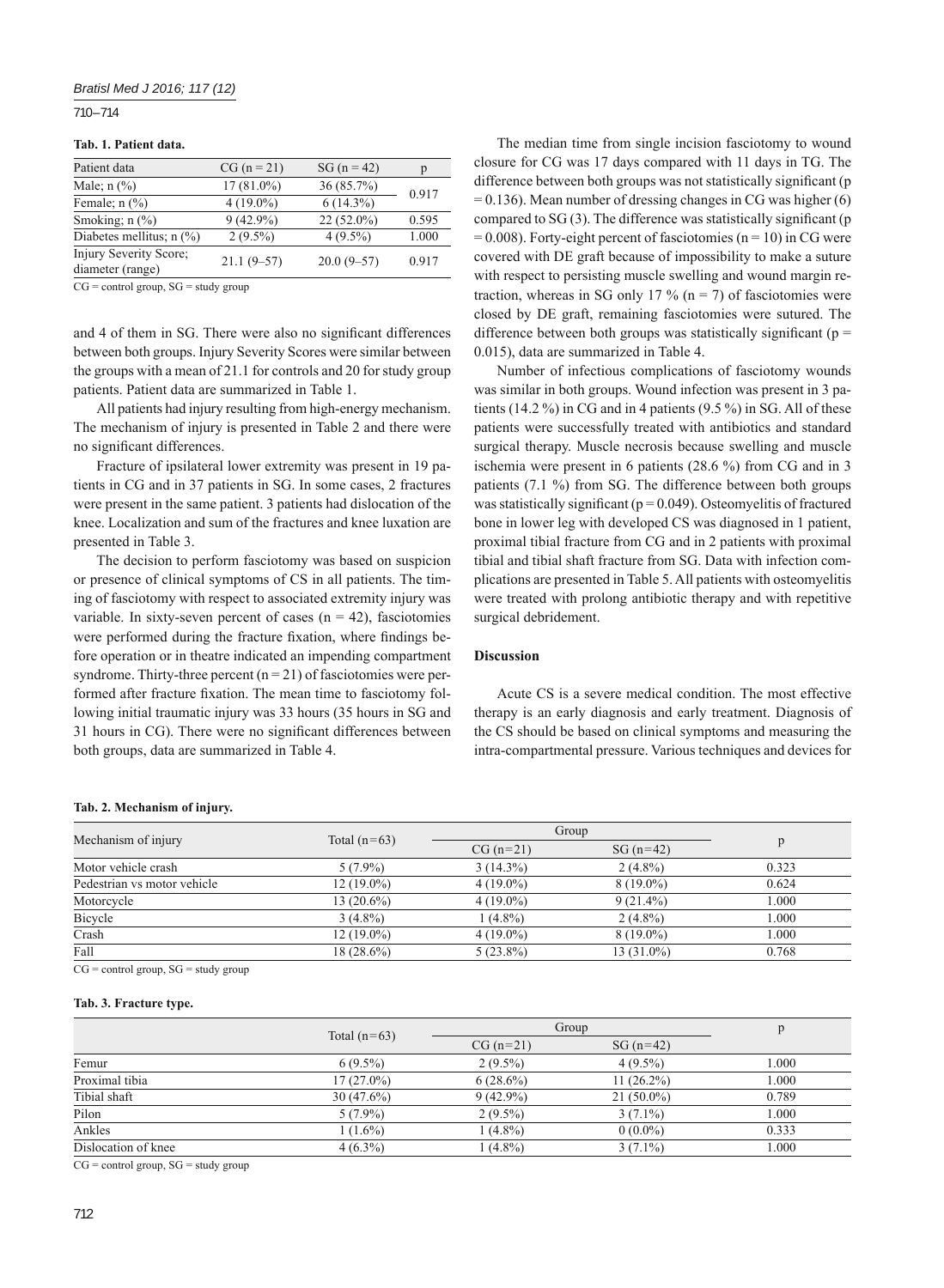**Tab. 1. Patient data.**

| Patient data | CG (n = 21) | SG (n = 42) | p |
|---|---|---|---|
| Male; n (%) | 17 (81.0%) | 36 (85.7%) | 0.917 |
| Female; n (%) | 4 (19.0%) | 6 (14.3%) | |
| Smoking; n (%) | 9 (42.9%) | 22 (52.0%) | 0.595 |
| Diabetes mellitus; n (%) | 2 (9.5%) | 4 (9.5%) | 1.000 |
| Injury Severity Score; diameter (range) | 21.1 (9–57) | 20.0 (9–57) | 0.917 |

CG = control group, SG = study group

and 4 of them in SG. There were also no significant differences between both groups. Injury Severity Scores were similar between the groups with a mean of 21.1 for controls and 20 for study group patients. Patient data are summarized in Table 1.

All patients had injury resulting from high-energy mechanism. The mechanism of injury is presented in Table 2 and there were no significant differences.

Fracture of ipsilateral lower extremity was present in 19 patients in CG and in 37 patients in SG. In some cases, 2 fractures were present in the same patient. 3 patients had dislocation of the knee. Localization and sum of the fractures and knee luxation are presented in Table 3.

The decision to perform fasciotomy was based on suspicion or presence of clinical symptoms of CS in all patients. The timing of fasciotomy with respect to associated extremity injury was variable. In sixty-seven percent of cases (n = 42), fasciotomies were performed during the fracture fixation, where findings before operation or in theatre indicated an impending compartment syndrome. Thirty-three percent (n = 21) of fasciotomies were performed after fracture fixation. The mean time to fasciotomy following initial traumatic injury was 33 hours (35 hours in SG and 31 hours in CG). There were no significant differences between both groups, data are summarized in Table 4.

The median time from single incision fasciotomy to wound closure for CG was 17 days compared with 11 days in TG. The difference between both groups was not statistically significant (p = 0.136). Mean number of dressing changes in CG was higher (6) compared to SG (3). The difference was statistically significant (p = 0.008). Forty-eight percent of fasciotomies (n = 10) in CG were covered with DE graft because of impossibility to make a suture with respect to persisting muscle swelling and wound margin retraction, whereas in SG only 17 % (n = 7) of fasciotomies were closed by DE graft, remaining fasciotomies were sutured. The difference between both groups was statistically significant (p = 0.015), data are summarized in Table 4.

Number of infectious complications of fasciotomy wounds was similar in both groups. Wound infection was present in 3 patients (14.2 %) in CG and in 4 patients (9.5 %) in SG. All of these patients were successfully treated with antibiotics and standard surgical therapy. Muscle necrosis because swelling and muscle ischemia were present in 6 patients (28.6 %) from CG and in 3 patients (7.1 %) from SG. The difference between both groups was statistically significant (p = 0.049). Osteomyelitis of fractured bone in lower leg with developed CS was diagnosed in 1 patient, proximal tibial fracture from CG and in 2 patients with proximal tibial and tibial shaft fracture from SG. Data with infection complications are presented in Table 5. All patients with osteomyelitis were treated with prolong antibiotic therapy and with repetitive surgical debridement.

## Discussion

Acute CS is a severe medical condition. The most effective therapy is an early diagnosis and early treatment. Diagnosis of the CS should be based on clinical symptoms and measuring the intra-compartmental pressure. Various techniques and devices for

**Tab. 2. Mechanism of injury.**

| Mechanism of injury | Total (n=63) | Group | | p |
|---|---|---|---|---|
| | | CG (n=21) | SG (n=42) | |
| Motor vehicle crash | 5 (7.9%) | 3 (14.3%) | 2 (4.8%) | 0.323 |
| Pedestrian vs motor vehicle | 12 (19.0%) | 4 (19.0%) | 8 (19.0%) | 0.624 |
| Motorcycle | 13 (20.6%) | 4 (19.0%) | 9 (21.4%) | 1.000 |
| Bicycle | 3 (4.8%) | 1 (4.8%) | 2 (4.8%) | 1.000 |
| Crash | 12 (19.0%) | 4 (19.0%) | 8 (19.0%) | 1.000 |
| Fall | 18 (28.6%) | 5 (23.8%) | 13 (31.0%) | 0.768 |

CG = control group, SG = study group

**Tab. 3. Fracture type.**

| | Total (n=63) | Group | | p |
|---|---|---|---|---|
| | | CG (n=21) | SG (n=42) | |
| Femur | 6 (9.5%) | 2 (9.5%) | 4 (9.5%) | 1.000 |
| Proximal tibia | 17 (27.0%) | 6 (28.6%) | 11 (26.2%) | 1.000 |
| Tibial shaft | 30 (47.6%) | 9 (42.9%) | 21 (50.0%) | 0.789 |
| Pilon | 5 (7.9%) | 2 (9.5%) | 3 (7.1%) | 1.000 |
| Ankles | 1 (1.6%) | 1 (4.8%) | 0 (0.0%) | 0.333 |
| Dislocation of knee | 4 (6.3%) | 1 (4.8%) | 3 (7.1%) | 1.000 |

CG = control group, SG = study group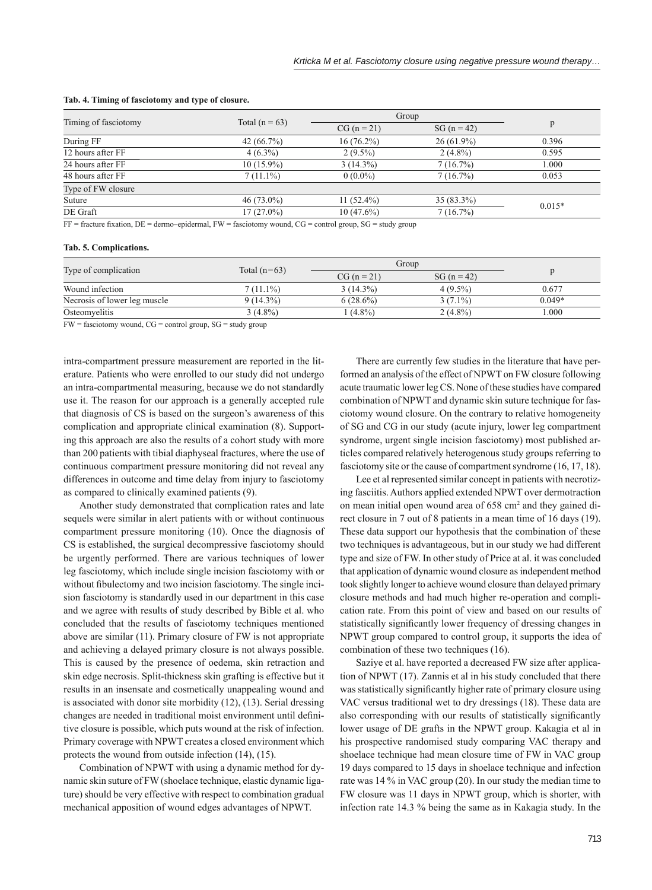**Tab. 4. Timing of fasciotomy and type of closure.**

| Timing of fasciotomy | Total (n = 63) | Group | | p |
|---|---|---|---|---|
| | | CG (n = 21) | SG (n = 42) | |
| During FF | 42 (66.7%) | 16 (76.2%) | 26 (61.9%) | 0.396 |
| 12 hours after FF | 4 (6.3%) | 2 (9.5%) | 2 (4.8%) | 0.595 |
| 24 hours after FF | 10 (15.9%) | 3 (14.3%) | 7 (16.7%) | 1.000 |
| 48 hours after FF | 7 (11.1%) | 0 (0.0%) | 7 (16.7%) | 0.053 |
| Type of FW closure | | | | |
| Suture | 46 (73.0%) | 11 (52.4%) | 35 (83.3%) | 0.015* |
| DE Graft | 17 (27.0%) | 10 (47.6%) | 7 (16.7%) | |

FF = fracture fixation, DE = dermo–epidermal, FW = fasciotomy wound, CG = control group, SG = study group

**Tab. 5. Complications.**

| Type of complication | Total (n=63) | Group | | p |
|---|---|---|---|---|
| | | CG (n = 21) | SG (n = 42) | |
| Wound infection | 7 (11.1%) | 3 (14.3%) | 4 (9.5%) | 0.677 |
| Necrosis of lower leg muscle | 9 (14.3%) | 6 (28.6%) | 3 (7.1%) | 0.049* |
| Osteomyelitis | 3 (4.8%) | 1 (4.8%) | 2 (4.8%) | 1.000 |

FW = fasciotomy wound, CG = control group, SG = study group

intra-compartment pressure measurement are reported in the literature. Patients who were enrolled to our study did not undergo an intra-compartmental measuring, because we do not standardly use it. The reason for our approach is a generally accepted rule that diagnosis of CS is based on the surgeon's awareness of this complication and appropriate clinical examination (8). Supporting this approach are also the results of a cohort study with more than 200 patients with tibial diaphyseal fractures, where the use of continuous compartment pressure monitoring did not reveal any differences in outcome and time delay from injury to fasciotomy as compared to clinically examined patients (9).

Another study demonstrated that complication rates and late sequels were similar in alert patients with or without continuous compartment pressure monitoring (10). Once the diagnosis of CS is established, the surgical decompressive fasciotomy should be urgently performed. There are various techniques of lower leg fasciotomy, which include single incision fasciotomy with or without fibulectomy and two incision fasciotomy. The single incision fasciotomy is standardly used in our department in this case and we agree with results of study described by Bible et al. who concluded that the results of fasciotomy techniques mentioned above are similar (11). Primary closure of FW is not appropriate and achieving a delayed primary closure is not always possible. This is caused by the presence of oedema, skin retraction and skin edge necrosis. Split-thickness skin grafting is effective but it results in an insensate and cosmetically unappealing wound and is associated with donor site morbidity (12), (13). Serial dressing changes are needed in traditional moist environment until definitive closure is possible, which puts wound at the risk of infection. Primary coverage with NPWT creates a closed environment which protects the wound from outside infection (14), (15).

Combination of NPWT with using a dynamic method for dynamic skin suture of FW (shoelace technique, elastic dynamic ligature) should be very effective with respect to combination gradual mechanical apposition of wound edges advantages of NPWT.

There are currently few studies in the literature that have performed an analysis of the effect of NPWT on FW closure following acute traumatic lower leg CS. None of these studies have compared combination of NPWT and dynamic skin suture technique for fasciotomy wound closure. On the contrary to relative homogeneity of SG and CG in our study (acute injury, lower leg compartment syndrome, urgent single incision fasciotomy) most published articles compared relatively heterogenous study groups referring to fasciotomy site or the cause of compartment syndrome (16, 17, 18).

Lee et al represented similar concept in patients with necrotizing fasciitis. Authors applied extended NPWT over dermotraction on mean initial open wound area of 658 $cm^2$ and they gained direct closure in 7 out of 8 patients in a mean time of 16 days (19). These data support our hypothesis that the combination of these two techniques is advantageous, but in our study we had different type and size of FW. In other study of Price at al. it was concluded that application of dynamic wound closure as independent method took slightly longer to achieve wound closure than delayed primary closure methods and had much higher re-operation and complication rate. From this point of view and based on our results of statistically significantly lower frequency of dressing changes in NPWT group compared to control group, it supports the idea of combination of these two techniques (16).

Saziye et al. have reported a decreased FW size after application of NPWT (17). Zannis et al in his study concluded that there was statistically significantly higher rate of primary closure using VAC versus traditional wet to dry dressings (18). These data are also corresponding with our results of statistically significantly lower usage of DE grafts in the NPWT group. Kakagia et al in his prospective randomised study comparing VAC therapy and shoelace technique had mean closure time of FW in VAC group 19 days compared to 15 days in shoelace technique and infection rate was 14 % in VAC group (20). In our study the median time to FW closure was 11 days in NPWT group, which is shorter, with infection rate 14.3 % being the same as in Kakagia study. In the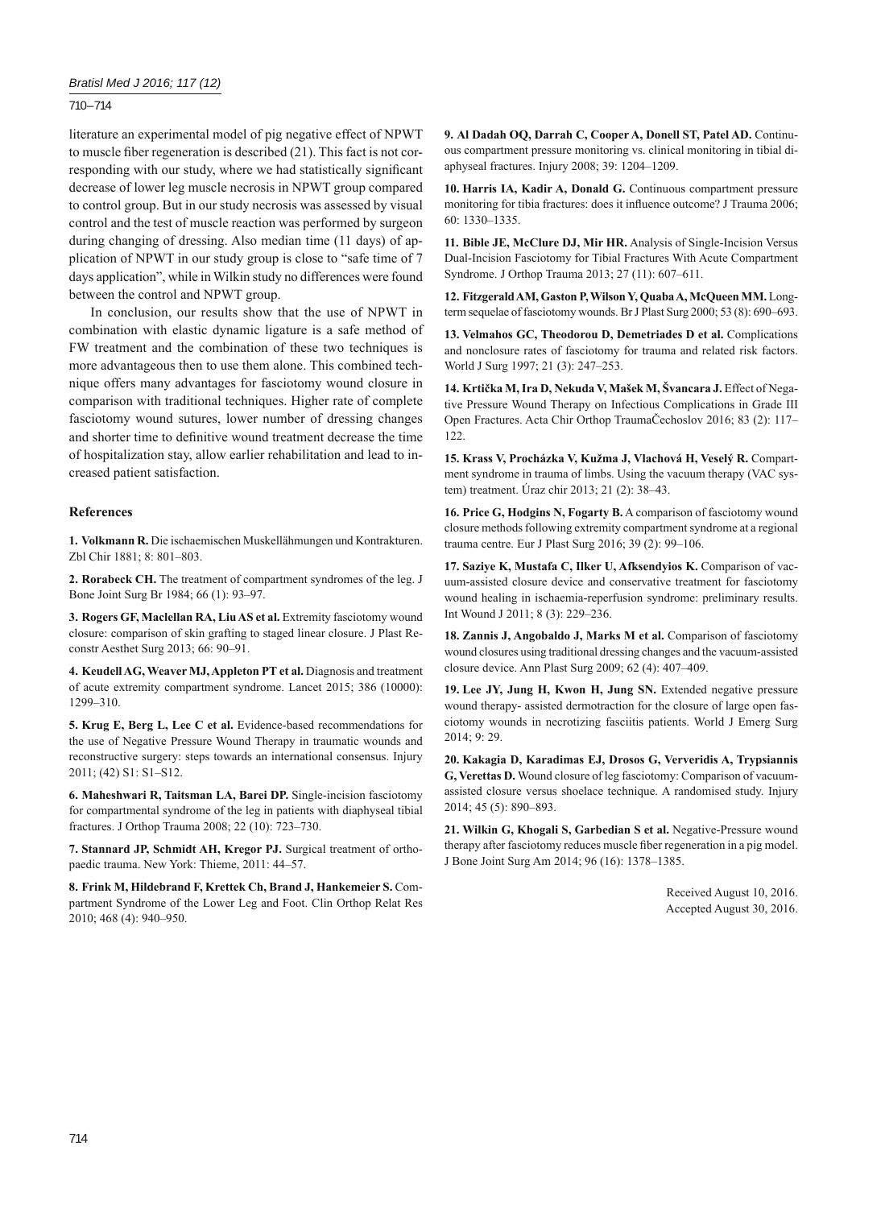literature an experimental model of pig negative effect of NPWT to muscle fiber regeneration is described (21). This fact is not corresponding with our study, where we had statistically significant decrease of lower leg muscle necrosis in NPWT group compared to control group. But in our study necrosis was assessed by visual control and the test of muscle reaction was performed by surgeon during changing of dressing. Also median time (11 days) of application of NPWT in our study group is close to "safe time of 7 days application", while in Wilkin study no differences were found between the control and NPWT group.

In conclusion, our results show that the use of NPWT in combination with elastic dynamic ligature is a safe method of FW treatment and the combination of these two techniques is more advantageous then to use them alone. This combined technique offers many advantages for fasciotomy wound closure in comparison with traditional techniques. Higher rate of complete fasciotomy wound sutures, lower number of dressing changes and shorter time to definitive wound treatment decrease the time of hospitalization stay, allow earlier rehabilitation and lead to increased patient satisfaction.

## References

**1. Volkmann R.** Die ischaemischen Muskellähmungen und Kontrakturen. Zbl Chir 1881; 8: 801–803.

**2. Rorabeck CH.** The treatment of compartment syndromes of the leg. J Bone Joint Surg Br 1984; 66 (1): 93–97.

**3. Rogers GF, Maclellan RA, Liu AS et al.** Extremity fasciotomy wound closure: comparison of skin grafting to staged linear closure. J Plast Reconstr Aesthet Surg 2013; 66: 90–91.

**4. Keudell AG, Weaver MJ, Appleton PT et al.** Diagnosis and treatment of acute extremity compartment syndrome. Lancet 2015; 386 (10000): 1299–310.

**5. Krug E, Berg L, Lee C et al.** Evidence-based recommendations for the use of Negative Pressure Wound Therapy in traumatic wounds and reconstructive surgery: steps towards an international consensus. Injury 2011; (42) S1: S1–S12.

**6. Maheshwari R, Taitsman LA, Barei DP.** Single-incision fasciotomy for compartmental syndrome of the leg in patients with diaphyseal tibial fractures. J Orthop Trauma 2008; 22 (10): 723–730.

**7. Stannard JP, Schmidt AH, Kregor PJ.** Surgical treatment of orthopaedic trauma. New York: Thieme, 2011: 44–57.

**8. Frink M, Hildebrand F, Krettek Ch, Brand J, Hankemeier S.** Compartment Syndrome of the Lower Leg and Foot. Clin Orthop Relat Res 2010; 468 (4): 940–950.

**9. Al Dadah OQ, Darrah C, Cooper A, Donell ST, Patel AD.** Continuous compartment pressure monitoring vs. clinical monitoring in tibial diaphyseal fractures. Injury 2008; 39: 1204–1209.

**10. Harris IA, Kadir A, Donald G.** Continuous compartment pressure monitoring for tibia fractures: does it influence outcome? J Trauma 2006; 60: 1330–1335.

**11. Bible JE, McClure DJ, Mir HR.** Analysis of Single-Incision Versus Dual-Incision Fasciotomy for Tibial Fractures With Acute Compartment Syndrome. J Orthop Trauma 2013; 27 (11): 607–611.

**12. Fitzgerald AM, Gaston P, Wilson Y, Quaba A, McQueen MM.** Long-term sequelae of fasciotomy wounds. Br J Plast Surg 2000; 53 (8): 690–693.

**13. Velmahos GC, Theodorou D, Demetriades D et al.** Complications and nonclosure rates of fasciotomy for trauma and related risk factors. World J Surg 1997; 21 (3): 247–253.

**14. Krtička M, Ira D, Nekuda V, Mašek M, Švancara J.** Effect of Negative Pressure Wound Therapy on Infectious Complications in Grade III Open Fractures. Acta Chir Orthop TraumaČechoslov 2016; 83 (2): 117–122.

**15. Krass V, Procházka V, Kužma J, Vlachová H, Veselý R.** Compartment syndrome in trauma of limbs. Using the vacuum therapy (VAC system) treatment. Úraz chir 2013; 21 (2): 38–43.

**16. Price G, Hodgins N, Fogarty B.** A comparison of fasciotomy wound closure methods following extremity compartment syndrome at a regional trauma centre. Eur J Plast Surg 2016; 39 (2): 99–106.

**17. Saziye K, Mustafa C, Ilker U, Afksendyios K.** Comparison of vacuum-assisted closure device and conservative treatment for fasciotomy wound healing in ischaemia-reperfusion syndrome: preliminary results. Int Wound J 2011; 8 (3): 229–236.

**18. Zannis J, Angobaldo J, Marks M et al.** Comparison of fasciotomy wound closures using traditional dressing changes and the vacuum-assisted closure device. Ann Plast Surg 2009; 62 (4): 407–409.

**19. Lee JY, Jung H, Kwon H, Jung SN.** Extended negative pressure wound therapy- assisted dermotraction for the closure of large open fasciotomy wounds in necrotizing fasciitis patients. World J Emerg Surg 2014; 9: 29.

**20. Kakagia D, Karadimas EJ, Drosos G, Ververidis A, Trypsiannis G, Verettas D.** Wound closure of leg fasciotomy: Comparison of vacuum-assisted closure versus shoelace technique. A randomised study. Injury 2014; 45 (5): 890–893.

**21. Wilkin G, Khogali S, Garbedian S et al.** Negative-Pressure wound therapy after fasciotomy reduces muscle fiber regeneration in a pig model. J Bone Joint Surg Am 2014; 96 (16): 1378–1385.

Received August 10, 2016.
Accepted August 30, 2016.